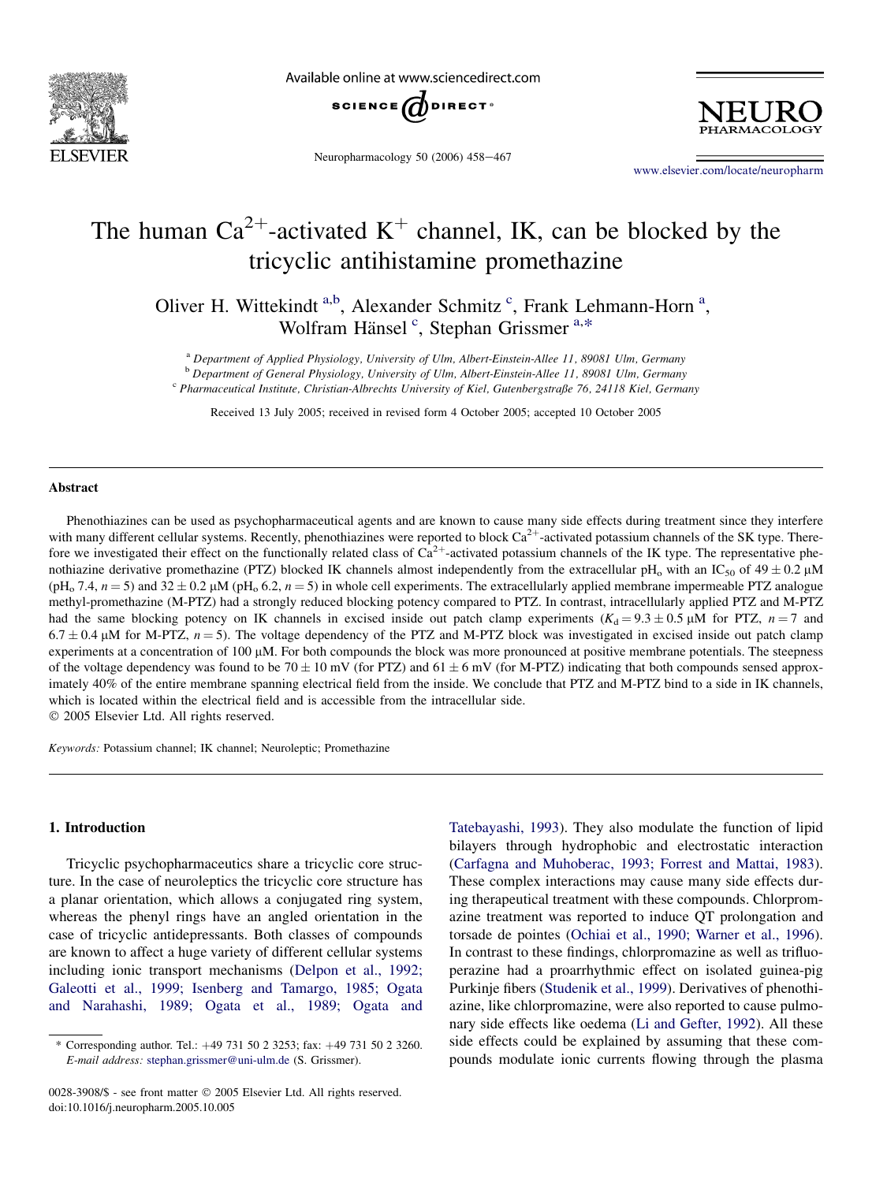# The human $Ca^{2+}$-activated $K^+$ channel, IK, can be blocked by the tricyclic antihistamine promethazine

Oliver H. Wittekindt [a,b], Alexander Schmitz [c], Frank Lehmann-Horn [a], Wolfram Hänsel [c], Stephan Grissmer [a,*]

[a] Department of Applied Physiology, University of Ulm, Albert-Einstein-Allee 11, 89081 Ulm, Germany
[b] Department of General Physiology, University of Ulm, Albert-Einstein-Allee 11, 89081 Ulm, Germany
[c] Pharmaceutical Institute, Christian-Albrechts University of Kiel, Gutenbergstraße 76, 24118 Kiel, Germany

Received 13 July 2005; received in revised form 4 October 2005; accepted 10 October 2005

## Abstract

Phenothiazines can be used as psychopharmaceutical agents and are known to cause many side effects during treatment since they interfere with many different cellular systems. Recently, phenothiazines were reported to block $Ca^{2+}$-activated potassium channels of the SK type. Therefore we investigated their effect on the functionally related class of $Ca^{2+}$-activated potassium channels of the IK type. The representative phenothiazine derivative promethazine (PTZ) blocked IK channels almost independently from the extracellular $pH_o$ with an $IC_{50}$ of $49 \pm 0.2$ μM ($pH_o$ 7.4, $n = 5$) and $32 \pm 0.2$ μM ($pH_o$ 6.2, $n = 5$) in whole cell experiments. The extracellularly applied membrane impermeable PTZ analogue methyl-promethazine (M-PTZ) had a strongly reduced blocking potency compared to PTZ. In contrast, intracellularly applied PTZ and M-PTZ had the same blocking potency on IK channels in excised inside out patch clamp experiments ($K_d = 9.3 \pm 0.5$ μM for PTZ, $n = 7$ and $6.7 \pm 0.4$ μM for M-PTZ, $n = 5$). The voltage dependency of the PTZ and M-PTZ block was investigated in excised inside out patch clamp experiments at a concentration of 100 μM. For both compounds the block was more pronounced at positive membrane potentials. The steepness of the voltage dependency was found to be $70 \pm 10$ mV (for PTZ) and $61 \pm 6$ mV (for M-PTZ) indicating that both compounds sensed approximately 40% of the entire membrane spanning electrical field from the inside. We conclude that PTZ and M-PTZ bind to a side in IK channels, which is located within the electrical field and is accessible from the intracellular side.

© 2005 Elsevier Ltd. All rights reserved.

*Keywords:* Potassium channel; IK channel; Neuroleptic; Promethazine

## 1. Introduction

Tricyclic psychopharmaceutics share a tricyclic core structure. In the case of neuroleptics the tricyclic core structure has a planar orientation, which allows a conjugated ring system, whereas the phenyl rings have an angled orientation in the case of tricyclic antidepressants. Both classes of compounds are known to affect a huge variety of different cellular systems including ionic transport mechanisms (Delpon et al., 1992; Galeotti et al., 1999; Isenberg and Tamargo, 1985; Ogata and Narahashi, 1989; Ogata et al., 1989; Ogata and Tatebayashi, 1993). They also modulate the function of lipid bilayers through hydrophobic and electrostatic interaction (Carfagna and Muhoberac, 1993; Forrest and Mattai, 1983). These complex interactions may cause many side effects during therapeutical treatment with these compounds. Chlorpromazine treatment was reported to induce QT prolongation and torsade de pointes (Ochiai et al., 1990; Warner et al., 1996). In contrast to these findings, chlorpromazine as well as trifluoperazine had a proarrhythmic effect on isolated guinea-pig Purkinje fibers (Studenik et al., 1999). Derivatives of phenothiazine, like chlorpromazine, were also reported to cause pulmonary side effects like oedema (Li and Gefter, 1992). All these side effects could be explained by assuming that these compounds modulate ionic currents flowing through the plasma

\* Corresponding author. Tel.: +49 731 50 2 3253; fax: +49 731 50 2 3260. *E-mail address:* stephan.grissmer@uni-ulm.de (S. Grissmer).

0028-3908/$ - see front matter © 2005 Elsevier Ltd. All rights reserved.
doi:10.1016/j.neuropharm.2005.10.005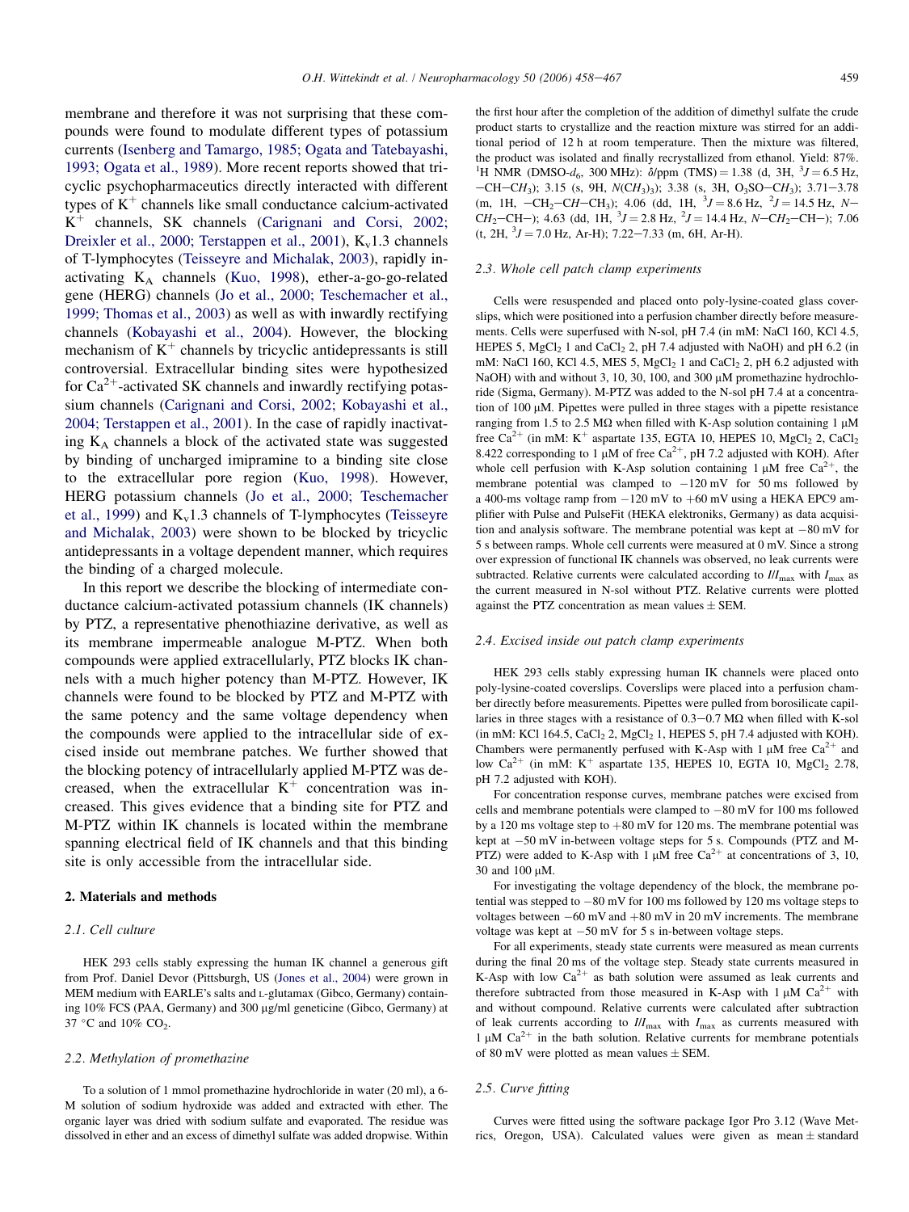membrane and therefore it was not surprising that these compounds were found to modulate different types of potassium currents (Isenberg and Tamargo, 1985; Ogata and Tatebayashi, 1993; Ogata et al., 1989). More recent reports showed that tricyclic psychopharmaceutics directly interacted with different types of $K^+$ channels like small conductance calcium-activated $K^+$ channels, SK channels (Carignani and Corsi, 2002; Dreixler et al., 2000; Terstappen et al., 2001), $K_v1.3$ channels of T-lymphocytes (Teisseyre and Michalak, 2003), rapidly inactivating $K_A$ channels (Kuo, 1998), ether-a-go-go-related gene (HERG) channels (Jo et al., 2000; Teschemacher et al., 1999; Thomas et al., 2003) as well as with inwardly rectifying channels (Kobayashi et al., 2004). However, the blocking mechanism of $K^+$ channels by tricyclic antidepressants is still controversial. Extracellular binding sites were hypothesized for $Ca^{2+}$-activated SK channels and inwardly rectifying potassium channels (Carignani and Corsi, 2002; Kobayashi et al., 2004; Terstappen et al., 2001). In the case of rapidly inactivating $K_A$ channels a block of the activated state was suggested by binding of uncharged imipramine to a binding site close to the extracellular pore region (Kuo, 1998). However, HERG potassium channels (Jo et al., 2000; Teschemacher et al., 1999) and $K_v1.3$ channels of T-lymphocytes (Teisseyre and Michalak, 2003) were shown to be blocked by tricyclic antidepressants in a voltage dependent manner, which requires the binding of a charged molecule.

In this report we describe the blocking of intermediate conductance calcium-activated potassium channels (IK channels) by PTZ, a representative phenothiazine derivative, as well as its membrane impermeable analogue M-PTZ. When both compounds were applied extracellularly, PTZ blocks IK channels with a much higher potency than M-PTZ. However, IK channels were found to be blocked by PTZ and M-PTZ with the same potency and the same voltage dependency when the compounds were applied to the intracellular side of excised inside out membrane patches. We further showed that the blocking potency of intracellularly applied M-PTZ was decreased, when the extracellular $K^+$ concentration was increased. This gives evidence that a binding site for PTZ and M-PTZ within IK channels is located within the membrane spanning electrical field of IK channels and that this binding site is only accessible from the intracellular side.

## 2. Materials and methods

### 2.1. Cell culture

HEK 293 cells stably expressing the human IK channel a generous gift from Prof. Daniel Devor (Pittsburgh, US (Jones et al., 2004) were grown in MEM medium with EARLE's salts and L-glutamax (Gibco, Germany) containing 10% FCS (PAA, Germany) and 300 µg/ml geneticine (Gibco, Germany) at 37 °C and 10% $CO_2$.

### 2.2. Methylation of promethazine

To a solution of 1 mmol promethazine hydrochloride in water (20 ml), a 6-M solution of sodium hydroxide was added and extracted with ether. The organic layer was dried with sodium sulfate and evaporated. The residue was dissolved in ether and an excess of dimethyl sulfate was added dropwise. Within the first hour after the completion of the addition of dimethyl sulfate the crude product starts to crystallize and the reaction mixture was stirred for an additional period of 12 h at room temperature. Then the mixture was filtered, the product was isolated and finally recrystallized from ethanol. Yield: 87%. $^1$H NMR (DMSO-$d_6$, 300 MHz): $\delta$/ppm (TMS) = 1.38 (d, 3H, $^3J = 6.5$ Hz, $-CH-CH_3$); 3.15 (s, 9H, $N(CH_3)_3$); 3.38 (s, 3H, $O_3SO-CH_3$); 3.71–3.78 (m, 1H, $-CH_2-CH-CH_3$); 4.06 (dd, 1H, $^3J = 8.6$ Hz, $^2J = 14.5$ Hz, $N-CH_2-CH-$); 4.63 (dd, 1H, $^3J = 2.8$ Hz, $^2J = 14.4$ Hz, $N-CH_2-CH-$); 7.06 (t, 2H, $^3J = 7.0$ Hz, Ar-H); 7.22–7.33 (m, 6H, Ar-H).

### 2.3. Whole cell patch clamp experiments

Cells were resuspended and placed onto poly-lysine-coated glass coverslips, which were positioned into a perfusion chamber directly before measurements. Cells were superfused with N-sol, pH 7.4 (in mM: NaCl 160, KCl 4.5, HEPES 5, $MgCl_2$ 1 and $CaCl_2$ 2, pH 7.4 adjusted with NaOH) and pH 6.2 (in mM: NaCl 160, KCl 4.5, MES 5, $MgCl_2$ 1 and $CaCl_2$ 2, pH 6.2 adjusted with NaOH) with and without 3, 10, 30, 100, and 300 µM promethazine hydrochloride (Sigma, Germany). M-PTZ was added to the N-sol pH 7.4 at a concentration of 100 µM. Pipettes were pulled in three stages with a pipette resistance ranging from 1.5 to 2.5 MΩ when filled with K-Asp solution containing 1 µM free $Ca^{2+}$ (in mM: $K^+$ aspartate 135, EGTA 10, HEPES 10, $MgCl_2$ 2, $CaCl_2$ 8.422 corresponding to 1 µM of free $Ca^{2+}$, pH 7.2 adjusted with KOH). After whole cell perfusion with K-Asp solution containing 1 µM free $Ca^{2+}$, the membrane potential was clamped to −120 mV for 50 ms followed by a 400-ms voltage ramp from −120 mV to +60 mV using a HEKA EPC9 amplifier with Pulse and PulseFit (HEKA elektroniks, Germany) as data acquisition and analysis software. The membrane potential was kept at −80 mV for 5 s between ramps. Whole cell currents were measured at 0 mV. Since a strong over expression of functional IK channels was observed, no leak currents were subtracted. Relative currents were calculated according to $I/I_{max}$ with $I_{max}$ as the current measured in N-sol without PTZ. Relative currents were plotted against the PTZ concentration as mean values ± SEM.

### 2.4. Excised inside out patch clamp experiments

HEK 293 cells stably expressing human IK channels were placed onto poly-lysine-coated coverslips. Coverslips were placed into a perfusion chamber directly before measurements. Pipettes were pulled from borosilicate capillaries in three stages with a resistance of 0.3–0.7 MΩ when filled with K-sol (in mM: KCl 164.5, $CaCl_2$ 2, $MgCl_2$ 1, HEPES 5, pH 7.4 adjusted with KOH). Chambers were permanently perfused with K-Asp with 1 µM free $Ca^{2+}$ and low $Ca^{2+}$ (in mM: $K^+$ aspartate 135, HEPES 10, EGTA 10, $MgCl_2$ 2.78, pH 7.2 adjusted with KOH).

For concentration response curves, membrane patches were excised from cells and membrane potentials were clamped to −80 mV for 100 ms followed by a 120 ms voltage step to +80 mV for 120 ms. The membrane potential was kept at −50 mV in-between voltage steps for 5 s. Compounds (PTZ and M-PTZ) were added to K-Asp with 1 µM free $Ca^{2+}$ at concentrations of 3, 10, 30 and 100 µM.

For investigating the voltage dependency of the block, the membrane potential was stepped to −80 mV for 100 ms followed by 120 ms voltage steps to voltages between −60 mV and +80 mV in 20 mV increments. The membrane voltage was kept at −50 mV for 5 s in-between voltage steps.

For all experiments, steady state currents were measured as mean currents during the final 20 ms of the voltage step. Steady state currents measured in K-Asp with low $Ca^{2+}$ as bath solution were assumed as leak currents and therefore subtracted from those measured in K-Asp with 1 µM $Ca^{2+}$ with and without compound. Relative currents were calculated after subtraction of leak currents according to $I/I_{max}$ with $I_{max}$ as currents measured with 1 µM $Ca^{2+}$ in the bath solution. Relative currents for membrane potentials of 80 mV were plotted as mean values ± SEM.

### 2.5. Curve fitting

Curves were fitted using the software package Igor Pro 3.12 (Wave Metrics, Oregon, USA). Calculated values were given as mean ± standard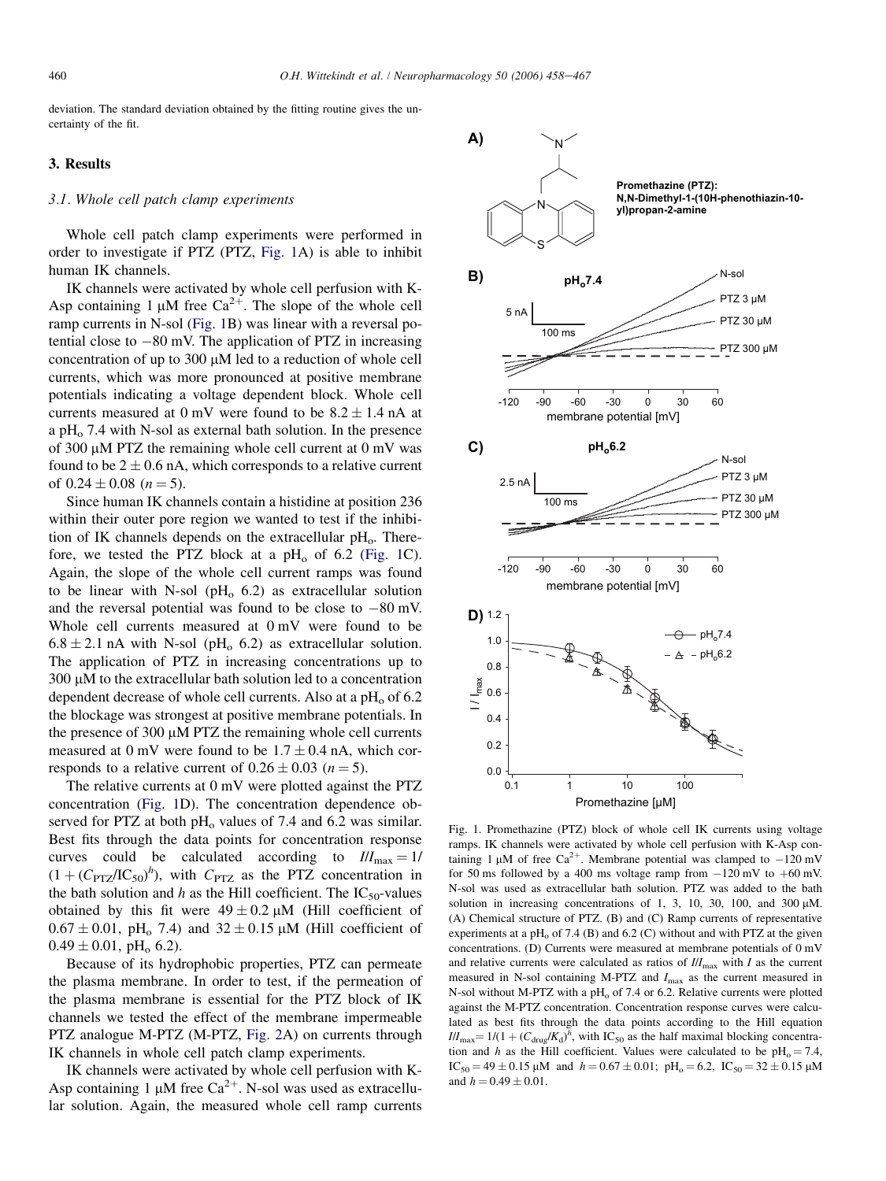deviation. The standard deviation obtained by the fitting routine gives the uncertainty of the fit.

## 3. Results

### 3.1. Whole cell patch clamp experiments

Whole cell patch clamp experiments were performed in order to investigate if PTZ (PTZ, Fig. 1A) is able to inhibit human IK channels.

IK channels were activated by whole cell perfusion with K-Asp containing 1 μM free $Ca^{2+}$. The slope of the whole cell ramp currents in N-sol (Fig. 1B) was linear with a reversal potential close to −80 mV. The application of PTZ in increasing concentration of up to 300 μM led to a reduction of whole cell currents, which was more pronounced at positive membrane potentials indicating a voltage dependent block. Whole cell currents measured at 0 mV were found to be 8.2 ± 1.4 nA at a $pH_o$ 7.4 with N-sol as external bath solution. In the presence of 300 μM PTZ the remaining whole cell current at 0 mV was found to be 2 ± 0.6 nA, which corresponds to a relative current of 0.24 ± 0.08 ($n = 5$).

Since human IK channels contain a histidine at position 236 within their outer pore region we wanted to test if the inhibition of IK channels depends on the extracellular $pH_o$. Therefore, we tested the PTZ block at a $pH_o$ of 6.2 (Fig. 1C). Again, the slope of the whole cell current ramps was found to be linear with N-sol ($pH_o$ 6.2) as extracellular solution and the reversal potential was found to be close to −80 mV. Whole cell currents measured at 0 mV were found to be 6.8 ± 2.1 nA with N-sol ($pH_o$ 6.2) as extracellular solution. The application of PTZ in increasing concentrations up to 300 μM to the extracellular bath solution led to a concentration dependent decrease of whole cell currents. Also at a $pH_o$ of 6.2 the blockage was strongest at positive membrane potentials. In the presence of 300 μM PTZ the remaining whole cell currents measured at 0 mV were found to be 1.7 ± 0.4 nA, which corresponds to a relative current of 0.26 ± 0.03 ($n = 5$).

The relative currents at 0 mV were plotted against the PTZ concentration (Fig. 1D). The concentration dependence observed for PTZ at both $pH_o$ values of 7.4 and 6.2 was similar. Best fits through the data points for concentration response curves could be calculated according to $I/I_{max} = 1/(1 + (C_{PTZ}/IC_{50})^h)$, with $C_{PTZ}$ as the PTZ concentration in the bath solution and $h$ as the Hill coefficient. The $IC_{50}$-values obtained by this fit were 49 ± 0.2 μM (Hill coefficient of 0.67 ± 0.01, $pH_o$ 7.4) and 32 ± 0.15 μM (Hill coefficient of 0.49 ± 0.01, $pH_o$ 6.2).

Because of its hydrophobic properties, PTZ can permeate the plasma membrane. In order to test, if the permeation of the plasma membrane is essential for the PTZ block of IK channels we tested the effect of the membrane impermeable PTZ analogue M-PTZ (M-PTZ, Fig. 2A) on currents through IK channels in whole cell patch clamp experiments.

IK channels were activated by whole cell perfusion with K-Asp containing 1 μM free $Ca^{2+}$. N-sol was used as extracellular solution. Again, the measured whole cell ramp currents

Promethazine (PTZ): N,N-Dimethyl-1-(10H-phenothiazin-10-yl)propan-2-amine

Fig. 1. Promethazine (PTZ) block of whole cell IK currents using voltage ramps. IK channels were activated by whole cell perfusion with K-Asp containing 1 μM of free $Ca^{2+}$. Membrane potential was clamped to −120 mV for 50 ms followed by a 400 ms voltage ramp from −120 mV to +60 mV. N-sol was used as extracellular bath solution. PTZ was added to the bath solution in increasing concentrations of 1, 3, 10, 30, 100, and 300 μM. (A) Chemical structure of PTZ. (B) and (C) Ramp currents of representative experiments at a $pH_o$ of 7.4 (B) and 6.2 (C) without and with PTZ at the given concentrations. (D) Currents were measured at membrane potentials of 0 mV and relative currents were calculated as ratios of $I/I_{max}$ with $I$ as the current measured in N-sol containing M-PTZ and $I_{max}$ as the current measured in N-sol without M-PTZ with a $pH_o$ of 7.4 or 6.2. Relative currents were plotted against the M-PTZ concentration. Concentration response curves were calculated as best fits through the data points according to the Hill equation $I/I_{max} = 1/(1 + (C_{drug}/K_d)^h)$, with $IC_{50}$ as the half maximal blocking concentration and $h$ as the Hill coefficient. Values were calculated to be $pH_o = 7.4$, $IC_{50} = 49 \pm 0.15$ μM and $h = 0.67 \pm 0.01$; $pH_o = 6.2$, $IC_{50} = 32 \pm 0.15$ μM and $h = 0.49 \pm 0.01$.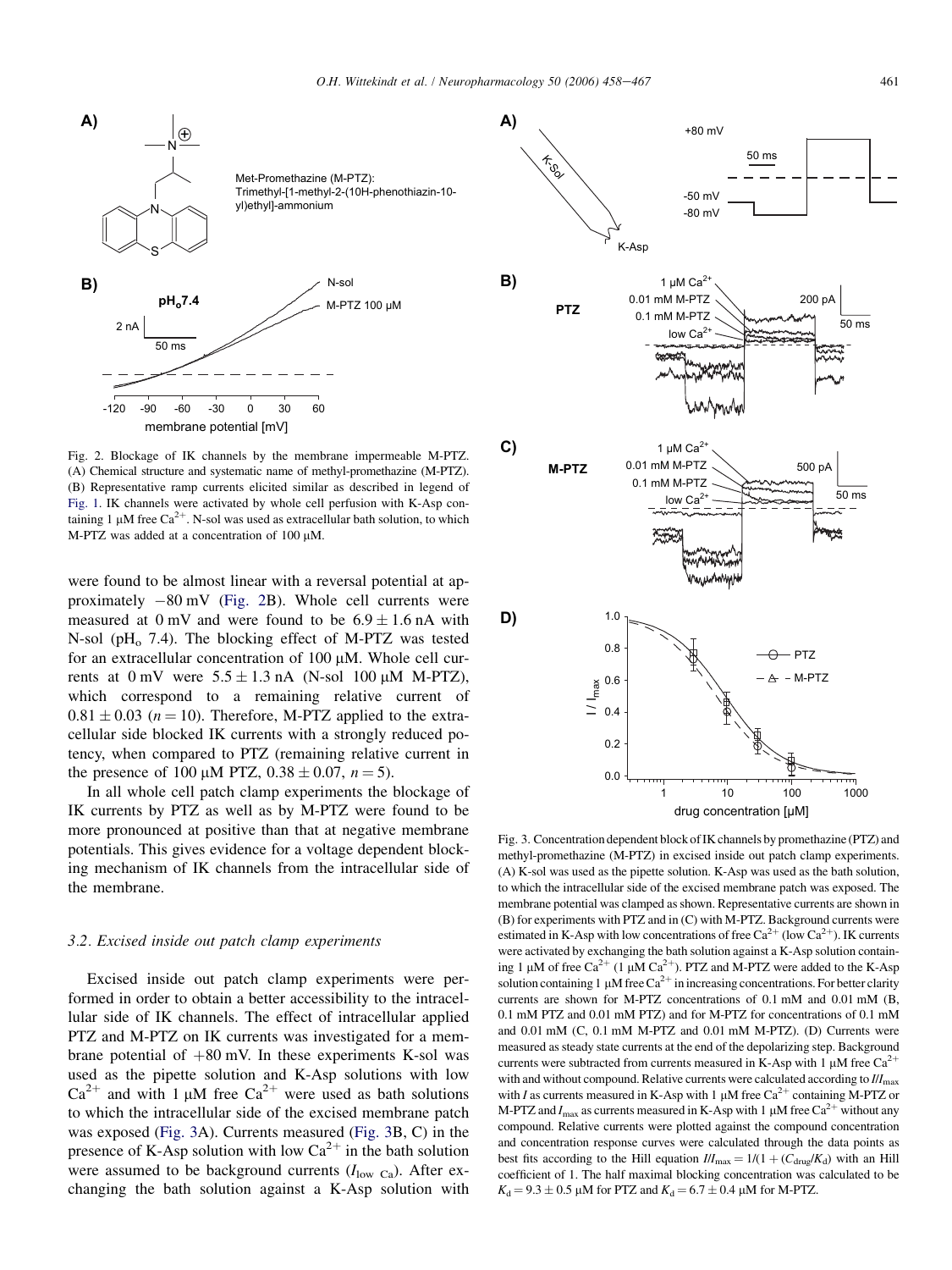Fig. 2. Blockage of IK channels by the membrane impermeable M-PTZ. (A) Chemical structure and systematic name of methyl-promethazine (M-PTZ). (B) Representative ramp currents elicited similar as described in legend of Fig. 1. IK channels were activated by whole cell perfusion with K-Asp containing 1 μM free $Ca^{2+}$. N-sol was used as extracellular bath solution, to which M-PTZ was added at a concentration of 100 μM.

were found to be almost linear with a reversal potential at approximately −80 mV (Fig. 2B). Whole cell currents were measured at 0 mV and were found to be 6.9 ± 1.6 nA with N-sol ($pH_o$ 7.4). The blocking effect of M-PTZ was tested for an extracellular concentration of 100 μM. Whole cell currents at 0 mV were 5.5 ± 1.3 nA (N-sol 100 μM M-PTZ), which correspond to a remaining relative current of 0.81 ± 0.03 ($n = 10$). Therefore, M-PTZ applied to the extracellular side blocked IK currents with a strongly reduced potency, when compared to PTZ (remaining relative current in the presence of 100 μM PTZ, 0.38 ± 0.07, $n = 5$).

In all whole cell patch clamp experiments the blockage of IK currents by PTZ as well as by M-PTZ were found to be more pronounced at positive than that at negative membrane potentials. This gives evidence for a voltage dependent blocking mechanism of IK channels from the intracellular side of the membrane.

### 3.2. Excised inside out patch clamp experiments

Excised inside out patch clamp experiments were performed in order to obtain a better accessibility to the intracellular side of IK channels. The effect of intracellular applied PTZ and M-PTZ on IK currents was investigated for a membrane potential of +80 mV. In these experiments K-sol was used as the pipette solution and K-Asp solutions with low $Ca^{2+}$ and with 1 μM free $Ca^{2+}$ were used as bath solutions to which the intracellular side of the excised membrane patch was exposed (Fig. 3A). Currents measured (Fig. 3B, C) in the presence of K-Asp solution with low $Ca^{2+}$ in the bath solution were assumed to be background currents ($I_{low\ Ca}$). After exchanging the bath solution against a K-Asp solution with

Fig. 3. Concentration dependent block of IK channels by promethazine (PTZ) and methyl-promethazine (M-PTZ) in excised inside out patch clamp experiments. (A) K-sol was used as the pipette solution. K-Asp was used as the bath solution, to which the intracellular side of the excised membrane patch was exposed. The membrane potential was clamped as shown. Representative currents are shown in (B) for experiments with PTZ and in (C) with M-PTZ. Background currents were estimated in K-Asp with low concentrations of free $Ca^{2+}$ (low $Ca^{2+}$). IK currents were activated by exchanging the bath solution against a K-Asp solution containing 1 μM of free $Ca^{2+}$ (1 μM $Ca^{2+}$). PTZ and M-PTZ were added to the K-Asp solution containing 1 μM free $Ca^{2+}$ in increasing concentrations. For better clarity currents are shown for M-PTZ concentrations of 0.1 mM and 0.01 mM (B, 0.1 mM PTZ and 0.01 mM PTZ) and for M-PTZ for concentrations of 0.1 mM and 0.01 mM (C, 0.1 mM M-PTZ and 0.01 mM M-PTZ). (D) Currents were measured as steady state currents at the end of the depolarizing step. Background currents were subtracted from currents measured in K-Asp with 1 μM free $Ca^{2+}$ with and without compound. Relative currents were calculated according to $I/I_{max}$ with $I$ as currents measured in K-Asp with 1 μM free $Ca^{2+}$ containing M-PTZ or M-PTZ and $I_{max}$ as currents measured in K-Asp with 1 μM free $Ca^{2+}$ without any compound. Relative currents were plotted against the compound concentration and concentration response curves were calculated through the data points as best fits according to the Hill equation $I/I_{max} = 1/(1 + (C_{drug}/K_d)$ with an Hill coefficient of 1. The half maximal blocking concentration was calculated to be $K_d = 9.3 \pm 0.5$ μM for PTZ and $K_d = 6.7 \pm 0.4$ μM for M-PTZ.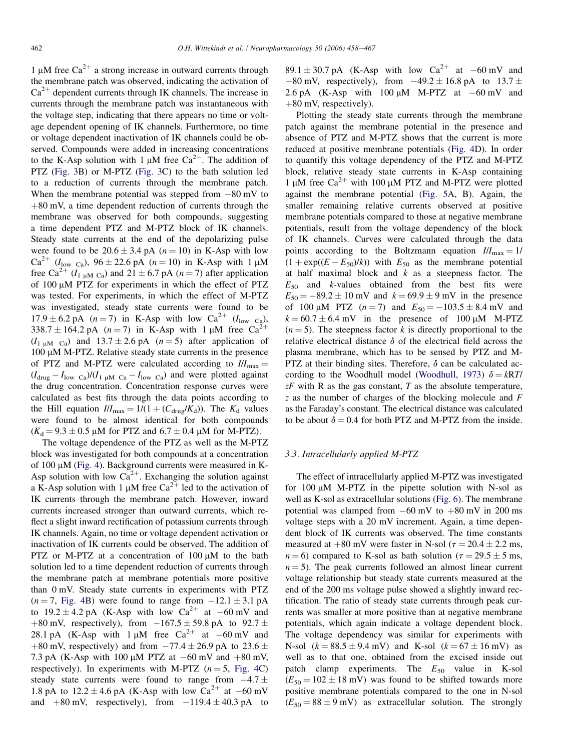1 μM free $Ca^{2+}$ a strong increase in outward currents through the membrane patch was observed, indicating the activation of $Ca^{2+}$ dependent currents through IK channels. The increase in currents through the membrane patch was instantaneous with the voltage step, indicating that there appears no time or voltage dependent opening of IK channels. Furthermore, no time or voltage dependent inactivation of IK channels could be observed. Compounds were added in increasing concentrations to the K-Asp solution with 1 μM free $Ca^{2+}$. The addition of PTZ (Fig. 3B) or M-PTZ (Fig. 3C) to the bath solution led to a reduction of currents through the membrane patch. When the membrane potential was stepped from −80 mV to +80 mV, a time dependent reduction of currents through the membrane was observed for both compounds, suggesting a time dependent PTZ and M-PTZ block of IK channels. Steady state currents at the end of the depolarizing pulse were found to be 20.6 ± 3.4 pA ($n = 10$) in K-Asp with low $Ca^{2+}$ ($I_{\text{low Ca}}$), 96 ± 22.6 pA ($n = 10$) in K-Asp with 1 μM free $Ca^{2+}$ ($I_{1\,\mu\text{M Ca}}$) and 21 ± 6.7 pA ($n = 7$) after application of 100 μM PTZ for experiments in which the effect of PTZ was tested. For experiments, in which the effect of M-PTZ was investigated, steady state currents were found to be 17.9 ± 6.2 pA ($n = 7$) in K-Asp with low $Ca^{2+}$ ($I_{\text{low Ca}}$), 338.7 ± 164.2 pA ($n = 7$) in K-Asp with 1 μM free $Ca^{2+}$ ($I_{1\,\mu\text{M Ca}}$) and 13.7 ± 2.6 pA ($n = 5$) after application of 100 μM M-PTZ. Relative steady state currents in the presence of PTZ and M-PTZ were calculated according to $I/I_{max} = (I_{drug} - I_{\text{low Ca}})/(I_{1\,\mu\text{M Ca}} - I_{\text{low Ca}})$ and were plotted against the drug concentration. Concentration response curves were calculated as best fits through the data points according to the Hill equation $I/I_{max} = 1/(1 + (C_{drug}/K_d))$. The $K_d$ values were found to be almost identical for both compounds ($K_d = 9.3 \pm 0.5$ μM for PTZ and 6.7 ± 0.4 μM for M-PTZ).

The voltage dependence of the PTZ as well as the M-PTZ block was investigated for both compounds at a concentration of 100 μM (Fig. 4). Background currents were measured in K-Asp solution with low $Ca^{2+}$. Exchanging the solution against a K-Asp solution with 1 μM free $Ca^{2+}$ led to the activation of IK currents through the membrane patch. However, inward currents increased stronger than outward currents, which reflect a slight inward rectification of potassium currents through IK channels. Again, no time or voltage dependent activation or inactivation of IK currents could be observed. The addition of PTZ or M-PTZ at a concentration of 100 μM to the bath solution led to a time dependent reduction of currents through the membrane patch at membrane potentials more positive than 0 mV. Steady state currents in experiments with PTZ ($n = 7$, Fig. 4B) were found to range from −12.1 ± 3.1 pA to 19.2 ± 4.2 pA (K-Asp with low $Ca^{2+}$ at −60 mV and +80 mV, respectively), from −167.5 ± 59.8 pA to 92.7 ± 28.1 pA (K-Asp with 1 μM free $Ca^{2+}$ at −60 mV and +80 mV, respectively) and from −77.4 ± 26.9 pA to 23.6 ± 7.3 pA (K-Asp with 100 μM PTZ at −60 mV and +80 mV, respectively). In experiments with M-PTZ ($n = 5$, Fig. 4C) steady state currents were found to range from −4.7 ± 1.8 pA to 12.2 ± 4.6 pA (K-Asp with low $Ca^{2+}$ at −60 mV and +80 mV, respectively), from −119.4 ± 40.3 pA to 89.1 ± 30.7 pA (K-Asp with low $Ca^{2+}$ at −60 mV and +80 mV, respectively), from −49.2 ± 16.8 pA to 13.7 ± 2.6 pA (K-Asp with 100 μM M-PTZ at −60 mV and +80 mV, respectively).

Plotting the steady state currents through the membrane patch against the membrane potential in the presence and absence of PTZ and M-PTZ shows that the current is more reduced at positive membrane potentials (Fig. 4D). In order to quantify this voltage dependency of the PTZ and M-PTZ block, relative steady state currents in K-Asp containing 1 μM free $Ca^{2+}$ with 100 μM PTZ and M-PTZ were plotted against the membrane potential (Fig. 5A, B). Again, the smaller remaining relative currents observed at positive membrane potentials compared to those at negative membrane potentials, result from the voltage dependency of the block of IK channels. Curves were calculated through the data points according to the Boltzmann equation $I/I_{max} = 1/(1 + \exp((E - E_{50})/k))$ with $E_{50}$ as the membrane potential at half maximal block and $k$ as a steepness factor. The $E_{50}$ and $k$-values obtained from the best fits were $E_{50} = -89.2 \pm 10$ mV and $k = 69.9 \pm 9$ mV in the presence of 100 μM PTZ ($n = 7$) and $E_{50} = -103.5 \pm 8.4$ mV and $k = 60.7 \pm 6.4$ mV in the presence of 100 μM M-PTZ ($n = 5$). The steepness factor $k$ is directly proportional to the relative electrical distance $\delta$ of the electrical field across the plasma membrane, which has to be sensed by PTZ and M-PTZ at their binding sites. Therefore, $\delta$ can be calculated according to the Woodhull model (Woodhull, 1973) $\delta = kRT/zF$ with R as the gas constant, $T$ as the absolute temperature, $z$ as the number of charges of the blocking molecule and $F$ as the Faraday's constant. The electrical distance was calculated to be about $\delta = 0.4$ for both PTZ and M-PTZ from the inside.

### 3.3. Intracellularly applied M-PTZ

The effect of intracellularly applied M-PTZ was investigated for 100 μM M-PTZ in the pipette solution with N-sol as well as K-sol as extracellular solutions (Fig. 6). The membrane potential was clamped from −60 mV to +80 mV in 200 ms voltage steps with a 20 mV increment. Again, a time dependent block of IK currents was observed. The time constants measured at +80 mV were faster in N-sol ($\tau = 20.4 \pm 2.2$ ms, $n = 6$) compared to K-sol as bath solution ($\tau = 29.5 \pm 5$ ms, $n = 5$). The peak currents followed an almost linear current voltage relationship but steady state currents measured at the end of the 200 ms voltage pulse showed a slightly inward rectification. The ratio of steady state currents through peak currents was smaller at more positive than at negative membrane potentials, which again indicate a voltage dependent block. The voltage dependency was similar for experiments with N-sol ($k = 88.5 \pm 9.4$ mV) and K-sol ($k = 67 \pm 16$ mV) as well as to that one, obtained from the excised inside out patch clamp experiments. The $E_{50}$ value in K-sol ($E_{50} = 102 \pm 18$ mV) was found to be shifted towards more positive membrane potentials compared to the one in N-sol ($E_{50} = 88 \pm 9$ mV) as extracellular solution. The strongly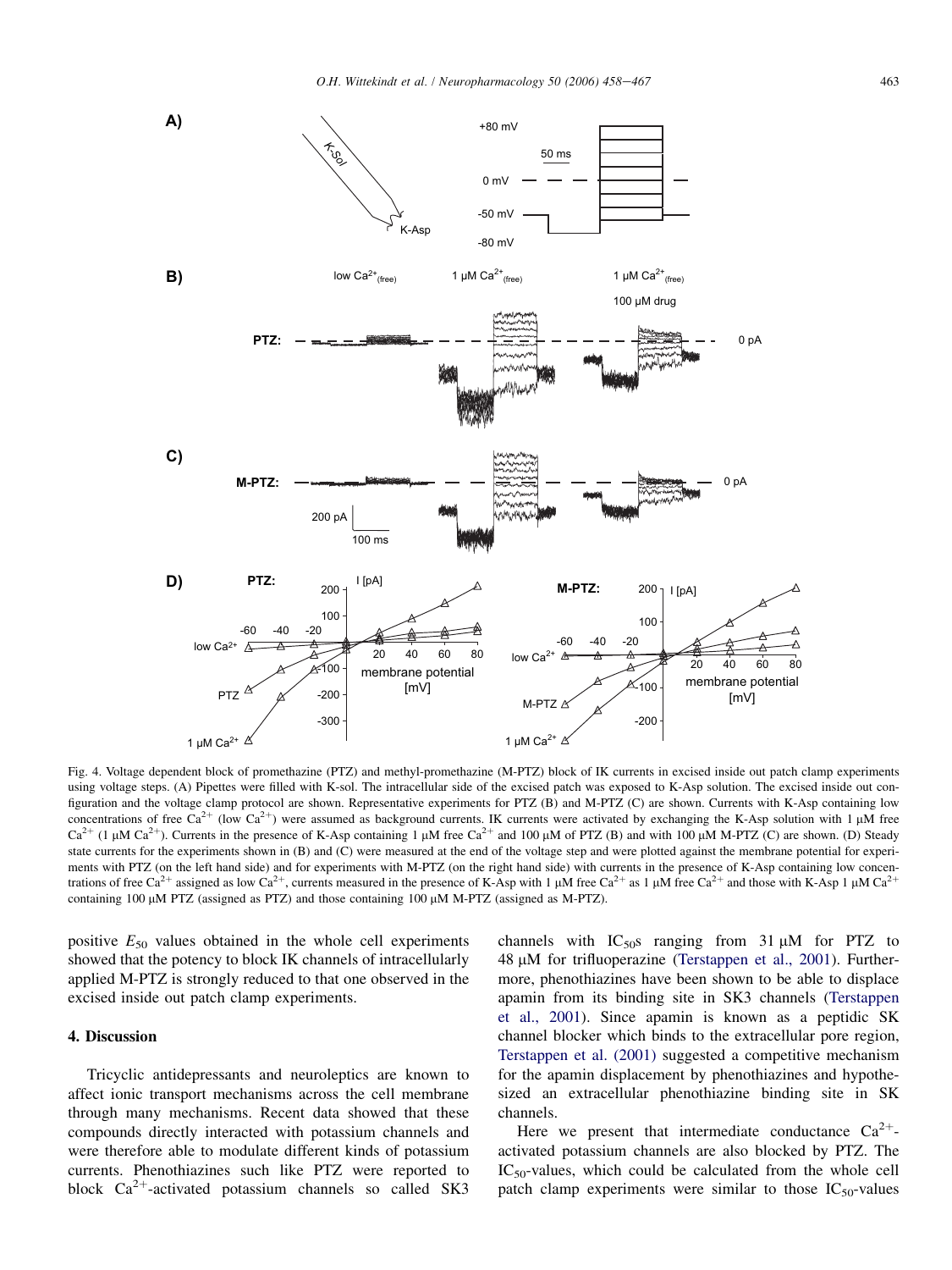Fig. 4. Voltage dependent block of promethazine (PTZ) and methyl-promethazine (M-PTZ) block of IK currents in excised inside out patch clamp experiments using voltage steps. (A) Pipettes were filled with K-sol. The intracellular side of the excised patch was exposed to K-Asp solution. The excised inside out configuration and the voltage clamp protocol are shown. Representative experiments for PTZ (B) and M-PTZ (C) are shown. Currents with K-Asp containing low concentrations of free $Ca^{2+}$ (low $Ca^{2+}$) were assumed as background currents. IK currents were activated by exchanging the K-Asp solution with 1 μM free $Ca^{2+}$ (1 μM $Ca^{2+}$). Currents in the presence of K-Asp containing 1 μM free $Ca^{2+}$ and 100 μM of PTZ (B) and with 100 μM M-PTZ (C) are shown. (D) Steady state currents for the experiments shown in (B) and (C) were measured at the end of the voltage step and were plotted against the membrane potential for experiments with PTZ (on the left hand side) and for experiments with M-PTZ (on the right hand side) with currents in the presence of K-Asp containing low concentrations of free $Ca^{2+}$ assigned as low $Ca^{2+}$, currents measured in the presence of K-Asp with 1 μM free $Ca^{2+}$ as 1 μM free $Ca^{2+}$ and those with K-Asp 1 μM $Ca^{2+}$ containing 100 μM PTZ (assigned as PTZ) and those containing 100 μM M-PTZ (assigned as M-PTZ).

positive $E_{50}$ values obtained in the whole cell experiments showed that the potency to block IK channels of intracellularly applied M-PTZ is strongly reduced to that one observed in the excised inside out patch clamp experiments.

## 4. Discussion

Tricyclic antidepressants and neuroleptics are known to affect ionic transport mechanisms across the cell membrane through many mechanisms. Recent data showed that these compounds directly interacted with potassium channels and were therefore able to modulate different kinds of potassium currents. Phenothiazines such like PTZ were reported to block $Ca^{2+}$-activated potassium channels so called SK3 channels with $IC_{50}$s ranging from 31 μM for PTZ to 48 μM for trifluoperazine (Terstappen et al., 2001). Furthermore, phenothiazines have been shown to be able to displace apamin from its binding site in SK3 channels (Terstappen et al., 2001). Since apamin is known as a peptidic SK channel blocker which binds to the extracellular pore region, Terstappen et al. (2001) suggested a competitive mechanism for the apamin displacement by phenothiazines and hypothesized an extracellular phenothiazine binding site in SK channels.

Here we present that intermediate conductance $Ca^{2+}$-activated potassium channels are also blocked by PTZ. The $IC_{50}$-values, which could be calculated from the whole cell patch clamp experiments were similar to those $IC_{50}$-values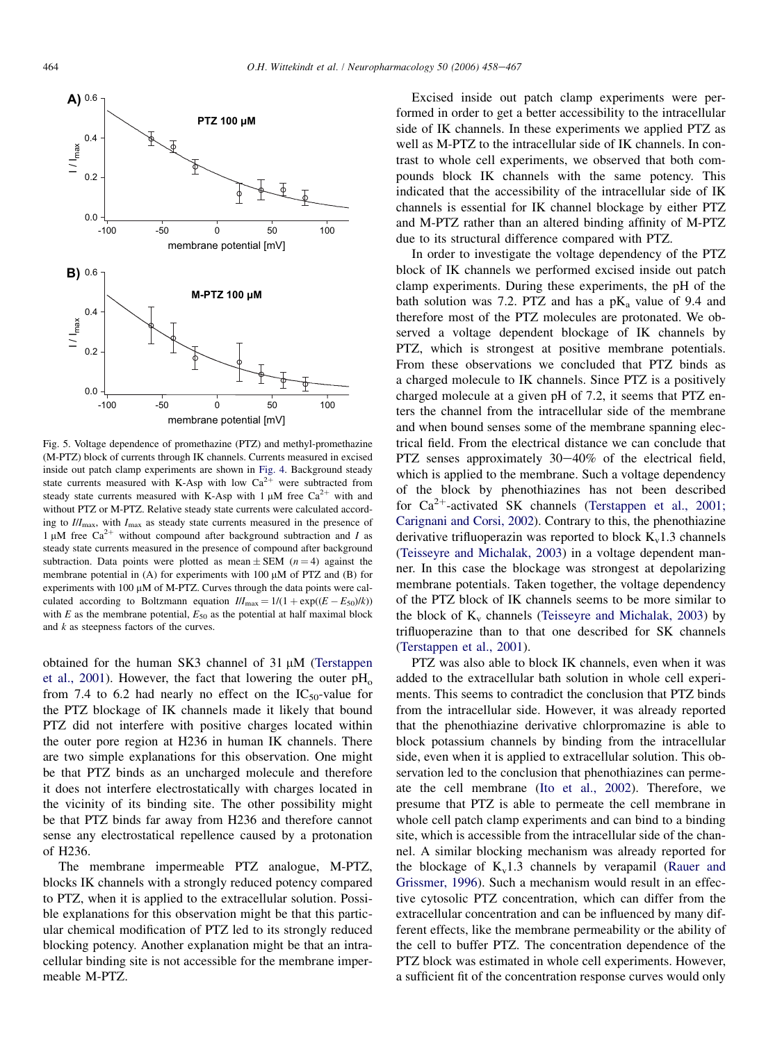Fig. 5. Voltage dependence of promethazine (PTZ) and methyl-promethazine (M-PTZ) block of currents through IK channels. Currents measured in excised inside out patch clamp experiments are shown in Fig. 4. Background steady state currents measured with K-Asp with low $Ca^{2+}$ were subtracted from steady state currents measured with K-Asp with 1 μM free $Ca^{2+}$ with and without PTZ or M-PTZ. Relative steady state currents were calculated according to $I/I_{max}$, with $I_{max}$ as steady state currents measured in the presence of 1 μM free $Ca^{2+}$ without compound after background subtraction and $I$ as steady state currents measured in the presence of compound after background subtraction. Data points were plotted as mean ± SEM ($n = 4$) against the membrane potential in (A) for experiments with 100 μM of PTZ and (B) for experiments with 100 μM of M-PTZ. Curves through the data points were calculated according to Boltzmann equation $I/I_{max} = 1/(1 + \exp((E - E_{50})/k))$ with $E$ as the membrane potential, $E_{50}$ as the potential at half maximal block and $k$ as steepness factors of the curves.

obtained for the human SK3 channel of 31 μM (Terstappen et al., 2001). However, the fact that lowering the outer $pH_o$ from 7.4 to 6.2 had nearly no effect on the $IC_{50}$-value for the PTZ blockage of IK channels made it likely that bound PTZ did not interfere with positive charges located within the outer pore region at H236 in human IK channels. There are two simple explanations for this observation. One might be that PTZ binds as an uncharged molecule and therefore it does not interfere electrostatically with charges located in the vicinity of its binding site. The other possibility might be that PTZ binds far away from H236 and therefore cannot sense any electrostatical repellence caused by a protonation of H236.

The membrane impermeable PTZ analogue, M-PTZ, blocks IK channels with a strongly reduced potency compared to PTZ, when it is applied to the extracellular solution. Possible explanations for this observation might be that this particular chemical modification of PTZ led to its strongly reduced blocking potency. Another explanation might be that an intracellular binding site is not accessible for the membrane impermeable M-PTZ.

Excised inside out patch clamp experiments were performed in order to get a better accessibility to the intracellular side of IK channels. In these experiments we applied PTZ as well as M-PTZ to the intracellular side of IK channels. In contrast to whole cell experiments, we observed that both compounds block IK channels with the same potency. This indicated that the accessibility of the intracellular side of IK channels is essential for IK channel blockage by either PTZ and M-PTZ rather than an altered binding affinity of M-PTZ due to its structural difference compared with PTZ.

In order to investigate the voltage dependency of the PTZ block of IK channels we performed excised inside out patch clamp experiments. During these experiments, the pH of the bath solution was 7.2. PTZ and has a $pK_a$ value of 9.4 and therefore most of the PTZ molecules are protonated. We observed a voltage dependent blockage of IK channels by PTZ, which is strongest at positive membrane potentials. From these observations we concluded that PTZ binds as a charged molecule to IK channels. Since PTZ is a positively charged molecule at a given pH of 7.2, it seems that PTZ enters the channel from the intracellular side of the membrane and when bound senses some of the membrane spanning electrical field. From the electrical distance we can conclude that PTZ senses approximately 30–40% of the electrical field, which is applied to the membrane. Such a voltage dependency of the block by phenothiazines has not been described for $Ca^{2+}$-activated SK channels (Terstappen et al., 2001; Carignani and Corsi, 2002). Contrary to this, the phenothiazine derivative trifluoperazin was reported to block $K_v1.3$ channels (Teisseyre and Michalak, 2003) in a voltage dependent manner. In this case the blockage was strongest at depolarizing membrane potentials. Taken together, the voltage dependency of the PTZ block of IK channels seems to be more similar to the block of $K_v$ channels (Teisseyre and Michalak, 2003) by trifluoperazine than to that one described for SK channels (Terstappen et al., 2001).

PTZ was also able to block IK channels, even when it was added to the extracellular bath solution in whole cell experiments. This seems to contradict the conclusion that PTZ binds from the intracellular side. However, it was already reported that the phenothiazine derivative chlorpromazine is able to block potassium channels by binding from the intracellular side, even when it is applied to extracellular solution. This observation led to the conclusion that phenothiazines can permeate the cell membrane (Ito et al., 2002). Therefore, we presume that PTZ is able to permeate the cell membrane in whole cell patch clamp experiments and can bind to a binding site, which is accessible from the intracellular side of the channel. A similar blocking mechanism was already reported for the blockage of $K_v1.3$ channels by verapamil (Rauer and Grissmer, 1996). Such a mechanism would result in an effective cytosolic PTZ concentration, which can differ from the extracellular concentration and can be influenced by many different effects, like the membrane permeability or the ability of the cell to buffer PTZ. The concentration dependence of the PTZ block was estimated in whole cell experiments. However, a sufficient fit of the concentration response curves would only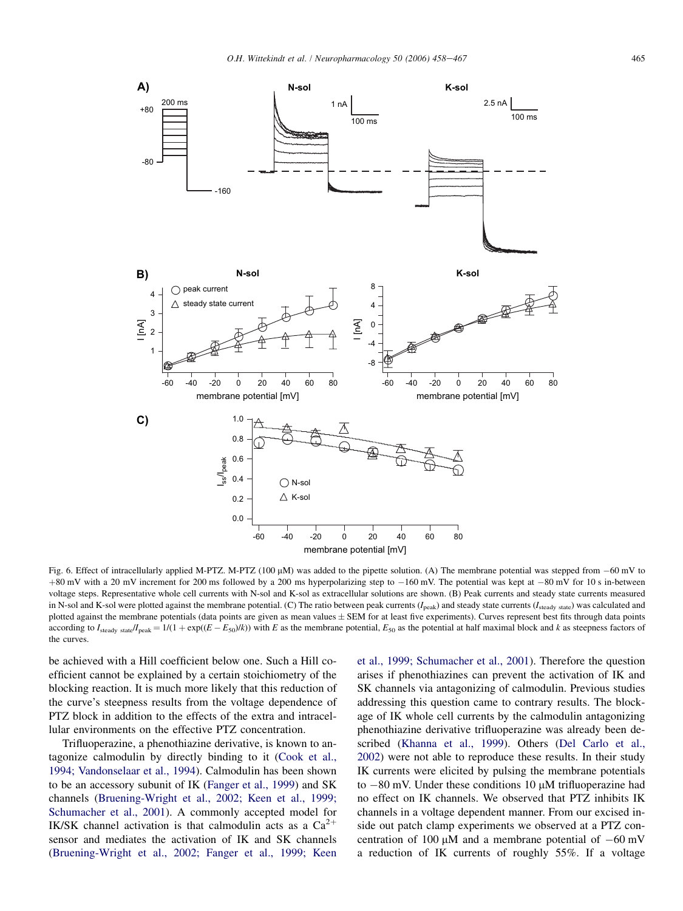Fig. 6. Effect of intracellularly applied M-PTZ. M-PTZ (100 μM) was added to the pipette solution. (A) The membrane potential was stepped from −60 mV to +80 mV with a 20 mV increment for 200 ms followed by a 200 ms hyperpolarizing step to −160 mV. The potential was kept at −80 mV for 10 s in-between voltage steps. Representative whole cell currents with N-sol and K-sol as extracellular solutions are shown. (B) Peak currents and steady state currents measured in N-sol and K-sol were plotted against the membrane potential. (C) The ratio between peak currents ($I_{peak}$) and steady state currents ($I_{steady\ state}$) was calculated and plotted against the membrane potentials (data points are given as mean values ± SEM for at least five experiments). Curves represent best fits through data points according to $I_{steady\ state}/I_{peak} = 1/(1 + \exp((E - E_{50})/k))$ with $E$ as the membrane potential, $E_{50}$ as the potential at half maximal block and $k$ as steepness factors of the curves.

be achieved with a Hill coefficient below one. Such a Hill coefficient cannot be explained by a certain stoichiometry of the blocking reaction. It is much more likely that this reduction of the curve's steepness results from the voltage dependence of PTZ block in addition to the effects of the extra and intracellular environments on the effective PTZ concentration.

Trifluoperazine, a phenothiazine derivative, is known to antagonize calmodulin by directly binding to it (Cook et al., 1994; Vandonselaar et al., 1994). Calmodulin has been shown to be an accessory subunit of IK (Fanger et al., 1999) and SK channels (Bruening-Wright et al., 2002; Keen et al., 1999; Schumacher et al., 2001). A commonly accepted model for IK/SK channel activation is that calmodulin acts as a $Ca^{2+}$ sensor and mediates the activation of IK and SK channels (Bruening-Wright et al., 2002; Fanger et al., 1999; Keen et al., 1999; Schumacher et al., 2001). Therefore the question arises if phenothiazines can prevent the activation of IK and SK channels via antagonizing of calmodulin. Previous studies addressing this question came to contrary results. The blockage of IK whole cell currents by the calmodulin antagonizing phenothiazine derivative trifluoperazine was already been described (Khanna et al., 1999). Others (Del Carlo et al., 2002) were not able to reproduce these results. In their study IK currents were elicited by pulsing the membrane potentials to −80 mV. Under these conditions 10 μM trifluoperazine had no effect on IK channels. We observed that PTZ inhibits IK channels in a voltage dependent manner. From our excised inside out patch clamp experiments we observed at a PTZ concentration of 100 μM and a membrane potential of −60 mV a reduction of IK currents of roughly 55%. If a voltage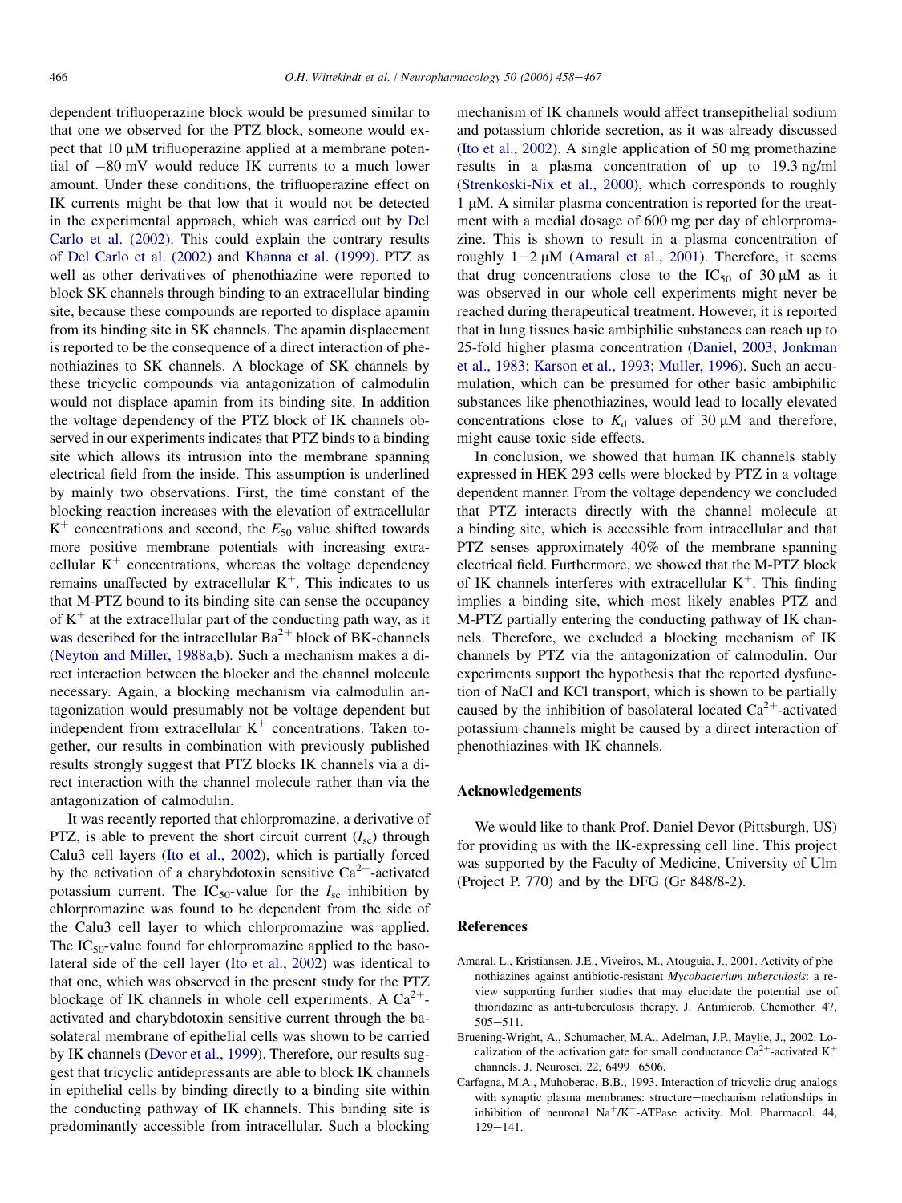dependent trifluoperazine block would be presumed similar to that one we observed for the PTZ block, someone would expect that 10 μM trifluoperazine applied at a membrane potential of −80 mV would reduce IK currents to a much lower amount. Under these conditions, the trifluoperazine effect on IK currents might be that low that it would not be detected in the experimental approach, which was carried out by Del Carlo et al. (2002). This could explain the contrary results of Del Carlo et al. (2002) and Khanna et al. (1999). PTZ as well as other derivatives of phenothiazine were reported to block SK channels through binding to an extracellular binding site, because these compounds are reported to displace apamin from its binding site in SK channels. The apamin displacement is reported to be the consequence of a direct interaction of phenothiazines to SK channels. A blockage of SK channels by these tricyclic compounds via antagonization of calmodulin would not displace apamin from its binding site. In addition the voltage dependency of the PTZ block of IK channels observed in our experiments indicates that PTZ binds to a binding site which allows its intrusion into the membrane spanning electrical field from the inside. This assumption is underlined by mainly two observations. First, the time constant of the blocking reaction increases with the elevation of extracellular $K^+$ concentrations and second, the $E_{50}$ value shifted towards more positive membrane potentials with increasing extracellular $K^+$ concentrations, whereas the voltage dependency remains unaffected by extracellular $K^+$. This indicates to us that M-PTZ bound to its binding site can sense the occupancy of $K^+$ at the extracellular part of the conducting path way, as it was described for the intracellular $Ba^{2+}$ block of BK-channels (Neyton and Miller, 1988a,b). Such a mechanism makes a direct interaction between the blocker and the channel molecule necessary. Again, a blocking mechanism via calmodulin antagonization would presumably not be voltage dependent but independent from extracellular $K^+$ concentrations. Taken together, our results in combination with previously published results strongly suggest that PTZ blocks IK channels via a direct interaction with the channel molecule rather than via the antagonization of calmodulin.

It was recently reported that chlorpromazine, a derivative of PTZ, is able to prevent the short circuit current ($I_{sc}$) through Calu3 cell layers (Ito et al., 2002), which is partially forced by the activation of a charybdotoxin sensitive $Ca^{2+}$-activated potassium current. The $IC_{50}$-value for the $I_{sc}$ inhibition by chlorpromazine was found to be dependent from the side of the Calu3 cell layer to which chlorpromazine was applied. The $IC_{50}$-value found for chlorpromazine applied to the basolateral side of the cell layer (Ito et al., 2002) was identical to that one, which was observed in the present study for the PTZ blockage of IK channels in whole cell experiments. A $Ca^{2+}$-activated and charybdotoxin sensitive current through the basolateral membrane of epithelial cells was shown to be carried by IK channels (Devor et al., 1999). Therefore, our results suggest that tricyclic antidepressants are able to block IK channels in epithelial cells by binding directly to a binding site within the conducting pathway of IK channels. This binding site is predominantly accessible from intracellular. Such a blocking mechanism of IK channels would affect transepithelial sodium and potassium chloride secretion, as it was already discussed (Ito et al., 2002). A single application of 50 mg promethazine results in a plasma concentration of up to 19.3 ng/ml (Strenkoski-Nix et al., 2000), which corresponds to roughly 1 μM. A similar plasma concentration is reported for the treatment with a medial dosage of 600 mg per day of chlorpromazine. This is shown to result in a plasma concentration of roughly 1−2 μM (Amaral et al., 2001). Therefore, it seems that drug concentrations close to the $IC_{50}$ of 30 μM as it was observed in our whole cell experiments might never be reached during therapeutical treatment. However, it is reported that in lung tissues basic ambiphilic substances can reach up to 25-fold higher plasma concentration (Daniel, 2003; Jonkman et al., 1983; Karson et al., 1993; Muller, 1996). Such an accumulation, which can be presumed for other basic ambiphilic substances like phenothiazines, would lead to locally elevated concentrations close to $K_d$ values of 30 μM and therefore, might cause toxic side effects.

In conclusion, we showed that human IK channels stably expressed in HEK 293 cells were blocked by PTZ in a voltage dependent manner. From the voltage dependency we concluded that PTZ interacts directly with the channel molecule at a binding site, which is accessible from intracellular and that PTZ senses approximately 40% of the membrane spanning electrical field. Furthermore, we showed that the M-PTZ block of IK channels interferes with extracellular $K^+$. This finding implies a binding site, which most likely enables PTZ and M-PTZ partially entering the conducting pathway of IK channels. Therefore, we excluded a blocking mechanism of IK channels by PTZ via the antagonization of calmodulin. Our experiments support the hypothesis that the reported dysfunction of NaCl and KCl transport, which is shown to be partially caused by the inhibition of basolateral located $Ca^{2+}$-activated potassium channels might be caused by a direct interaction of phenothiazines with IK channels.

## Acknowledgements

We would like to thank Prof. Daniel Devor (Pittsburgh, US) for providing us with the IK-expressing cell line. This project was supported by the Faculty of Medicine, University of Ulm (Project P. 770) and by the DFG (Gr 848/8-2).

## References

Amaral, L., Kristiansen, J.E., Viveiros, M., Atouguia, J., 2001. Activity of phenothiazines against antibiotic-resistant *Mycobacterium tuberculosis*: a review supporting further studies that may elucidate the potential use of thioridazine as anti-tuberculosis therapy. J. Antimicrob. Chemother. 47, 505−511.

Bruening-Wright, A., Schumacher, M.A., Adelman, J.P., Maylie, J., 2002. Localization of the activation gate for small conductance $Ca^{2+}$-activated $K^+$ channels. J. Neurosci. 22, 6499−6506.

Carfagna, M.A., Muhoberac, B.B., 1993. Interaction of tricyclic drug analogs with synaptic plasma membranes: structure−mechanism relationships in inhibition of neuronal $Na^+/K^+$-ATPase activity. Mol. Pharmacol. 44, 129−141.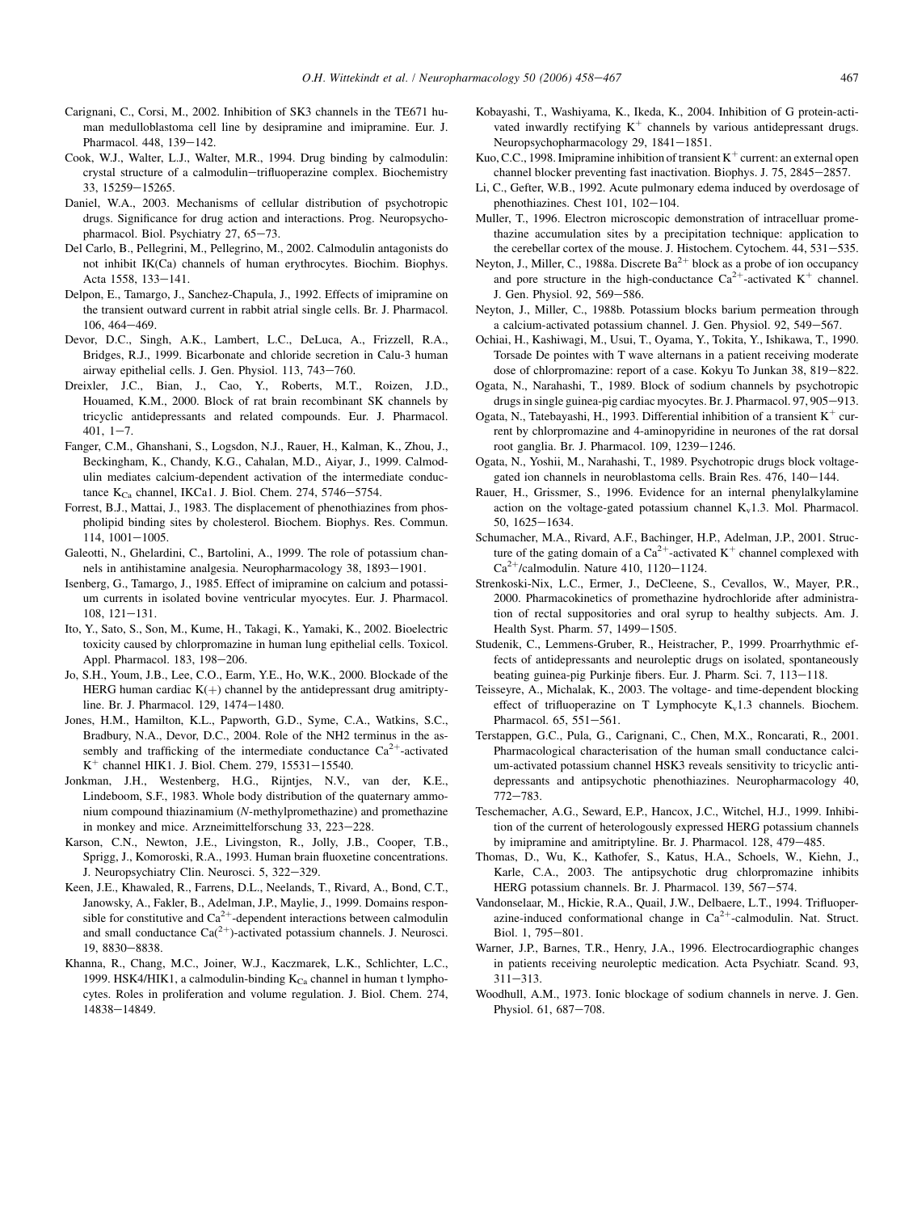Carignani, C., Corsi, M., 2002. Inhibition of SK3 channels in the TE671 human medulloblastoma cell line by desipramine and imipramine. Eur. J. Pharmacol. 448, 139–142.

Cook, W.J., Walter, L.J., Walter, M.R., 1994. Drug binding by calmodulin: crystal structure of a calmodulin–trifluoperazine complex. Biochemistry 33, 15259–15265.

Daniel, W.A., 2003. Mechanisms of cellular distribution of psychotropic drugs. Significance for drug action and interactions. Prog. Neuropsychopharmacol. Biol. Psychiatry 27, 65–73.

Del Carlo, B., Pellegrini, M., Pellegrino, M., 2002. Calmodulin antagonists do not inhibit IK(Ca) channels of human erythrocytes. Biochim. Biophys. Acta 1558, 133–141.

Delpon, E., Tamargo, J., Sanchez-Chapula, J., 1992. Effects of imipramine on the transient outward current in rabbit atrial single cells. Br. J. Pharmacol. 106, 464–469.

Devor, D.C., Singh, A.K., Lambert, L.C., DeLuca, A., Frizzell, R.A., Bridges, R.J., 1999. Bicarbonate and chloride secretion in Calu-3 human airway epithelial cells. J. Gen. Physiol. 113, 743–760.

Dreixler, J.C., Bian, J., Cao, Y., Roberts, M.T., Roizen, J.D., Houamed, K.M., 2000. Block of rat brain recombinant SK channels by tricyclic antidepressants and related compounds. Eur. J. Pharmacol. 401, 1–7.

Fanger, C.M., Ghanshani, S., Logsdon, N.J., Rauer, H., Kalman, K., Zhou, J., Beckingham, K., Chandy, K.G., Cahalan, M.D., Aiyar, J., 1999. Calmodulin mediates calcium-dependent activation of the intermediate conductance $K_{Ca}$ channel, IKCa1. J. Biol. Chem. 274, 5746–5754.

Forrest, B.J., Mattai, J., 1983. The displacement of phenothiazines from phospholipid binding sites by cholesterol. Biochem. Biophys. Res. Commun. 114, 1001–1005.

Galeotti, N., Ghelardini, C., Bartolini, A., 1999. The role of potassium channels in antihistamine analgesia. Neuropharmacology 38, 1893–1901.

Isenberg, G., Tamargo, J., 1985. Effect of imipramine on calcium and potassium currents in isolated bovine ventricular myocytes. Eur. J. Pharmacol. 108, 121–131.

Ito, Y., Sato, S., Son, M., Kume, H., Takagi, K., Yamaki, K., 2002. Bioelectric toxicity caused by chlorpromazine in human lung epithelial cells. Toxicol. Appl. Pharmacol. 183, 198–206.

Jo, S.H., Youm, J.B., Lee, C.O., Earm, Y.E., Ho, W.K., 2000. Blockade of the HERG human cardiac K(+) channel by the antidepressant drug amitriptyline. Br. J. Pharmacol. 129, 1474–1480.

Jones, H.M., Hamilton, K.L., Papworth, G.D., Syme, C.A., Watkins, S.C., Bradbury, N.A., Devor, D.C., 2004. Role of the NH2 terminus in the assembly and trafficking of the intermediate conductance $Ca^{2+}$-activated $K^+$ channel HIK1. J. Biol. Chem. 279, 15531–15540.

Jonkman, J.H., Westenberg, H.G., Rijntjes, N.V., van der, K.E., Lindeboom, S.F., 1983. Whole body distribution of the quaternary ammonium compound thiazinamium (*N*-methylpromethazine) and promethazine in monkey and mice. Arzneimittelforschung 33, 223–228.

Karson, C.N., Newton, J.E., Livingston, R., Jolly, J.B., Cooper, T.B., Sprigg, J., Komoroski, R.A., 1993. Human brain fluoxetine concentrations. J. Neuropsychiatry Clin. Neurosci. 5, 322–329.

Keen, J.E., Khawaled, R., Farrens, D.L., Neelands, T., Rivard, A., Bond, C.T., Janowsky, A., Fakler, B., Adelman, J.P., Maylie, J., 1999. Domains responsible for constitutive and $Ca^{2+}$-dependent interactions between calmodulin and small conductance Ca($^{2+}$)-activated potassium channels. J. Neurosci. 19, 8830–8838.

Khanna, R., Chang, M.C., Joiner, W.J., Kaczmarek, L.K., Schlichter, L.C., 1999. HSK4/HIK1, a calmodulin-binding $K_{Ca}$ channel in human t lymphocytes. Roles in proliferation and volume regulation. J. Biol. Chem. 274, 14838–14849.

Kobayashi, T., Washiyama, K., Ikeda, K., 2004. Inhibition of G protein-activated inwardly rectifying $K^+$ channels by various antidepressant drugs. Neuropsychopharmacology 29, 1841–1851.

Kuo, C.C., 1998. Imipramine inhibition of transient $K^+$ current: an external open channel blocker preventing fast inactivation. Biophys. J. 75, 2845–2857.

Li, C., Gefter, W.B., 1992. Acute pulmonary edema induced by overdosage of phenothiazines. Chest 101, 102–104.

Muller, T., 1996. Electron microscopic demonstration of intracelluar promethazine accumulation sites by a precipitation technique: application to the cerebellar cortex of the mouse. J. Histochem. Cytochem. 44, 531–535.

Neyton, J., Miller, C., 1988a. Discrete $Ba^{2+}$ block as a probe of ion occupancy and pore structure in the high-conductance $Ca^{2+}$-activated $K^+$ channel. J. Gen. Physiol. 92, 569–586.

Neyton, J., Miller, C., 1988b. Potassium blocks barium permeation through a calcium-activated potassium channel. J. Gen. Physiol. 92, 549–567.

Ochiai, H., Kashiwagi, M., Usui, T., Oyama, Y., Tokita, Y., Ishikawa, T., 1990. Torsade De pointes with T wave alternans in a patient receiving moderate dose of chlorpromazine: report of a case. Kokyu To Junkan 38, 819–822.

Ogata, N., Narahashi, T., 1989. Block of sodium channels by psychotropic drugs in single guinea-pig cardiac myocytes. Br. J. Pharmacol. 97, 905–913.

Ogata, N., Tatebayashi, H., 1993. Differential inhibition of a transient $K^+$ current by chlorpromazine and 4-aminopyridine in neurones of the rat dorsal root ganglia. Br. J. Pharmacol. 109, 1239–1246.

Ogata, N., Yoshii, M., Narahashi, T., 1989. Psychotropic drugs block voltage-gated ion channels in neuroblastoma cells. Brain Res. 476, 140–144.

Rauer, H., Grissmer, S., 1996. Evidence for an internal phenylalkylamine action on the voltage-gated potassium channel $K_v1.3$. Mol. Pharmacol. 50, 1625–1634.

Schumacher, M.A., Rivard, A.F., Bachinger, H.P., Adelman, J.P., 2001. Structure of the gating domain of a $Ca^{2+}$-activated $K^+$ channel complexed with $Ca^{2+}$/calmodulin. Nature 410, 1120–1124.

Strenkoski-Nix, L.C., Ermer, J., DeCleene, S., Cevallos, W., Mayer, P.R., 2000. Pharmacokinetics of promethazine hydrochloride after administration of rectal suppositories and oral syrup to healthy subjects. Am. J. Health Syst. Pharm. 57, 1499–1505.

Studenik, C., Lemmens-Gruber, R., Heistracher, P., 1999. Proarrhythmic effects of antidepressants and neuroleptic drugs on isolated, spontaneously beating guinea-pig Purkinje fibers. Eur. J. Pharm. Sci. 7, 113–118.

Teisseyre, A., Michalak, K., 2003. The voltage- and time-dependent blocking effect of trifluoperazine on T Lymphocyte $K_v1.3$ channels. Biochem. Pharmacol. 65, 551–561.

Terstappen, G.C., Pula, G., Carignani, C., Chen, M.X., Roncarati, R., 2001. Pharmacological characterisation of the human small conductance calcium-activated potassium channel HSK3 reveals sensitivity to tricyclic antidepressants and antipsychotic phenothiazines. Neuropharmacology 40, 772–783.

Teschemacher, A.G., Seward, E.P., Hancox, J.C., Witchel, H.J., 1999. Inhibition of the current of heterologously expressed HERG potassium channels by imipramine and amitriptyline. Br. J. Pharmacol. 128, 479–485.

Thomas, D., Wu, K., Kathofer, S., Katus, H.A., Schoels, W., Kiehn, J., Karle, C.A., 2003. The antipsychotic drug chlorpromazine inhibits HERG potassium channels. Br. J. Pharmacol. 139, 567–574.

Vandonselaar, M., Hickie, R.A., Quail, J.W., Delbaere, L.T., 1994. Trifluoperazine-induced conformational change in $Ca^{2+}$-calmodulin. Nat. Struct. Biol. 1, 795–801.

Warner, J.P., Barnes, T.R., Henry, J.A., 1996. Electrocardiographic changes in patients receiving neuroleptic medication. Acta Psychiatr. Scand. 93, 311–313.

Woodhull, A.M., 1973. Ionic blockage of sodium channels in nerve. J. Gen. Physiol. 61, 687–708.